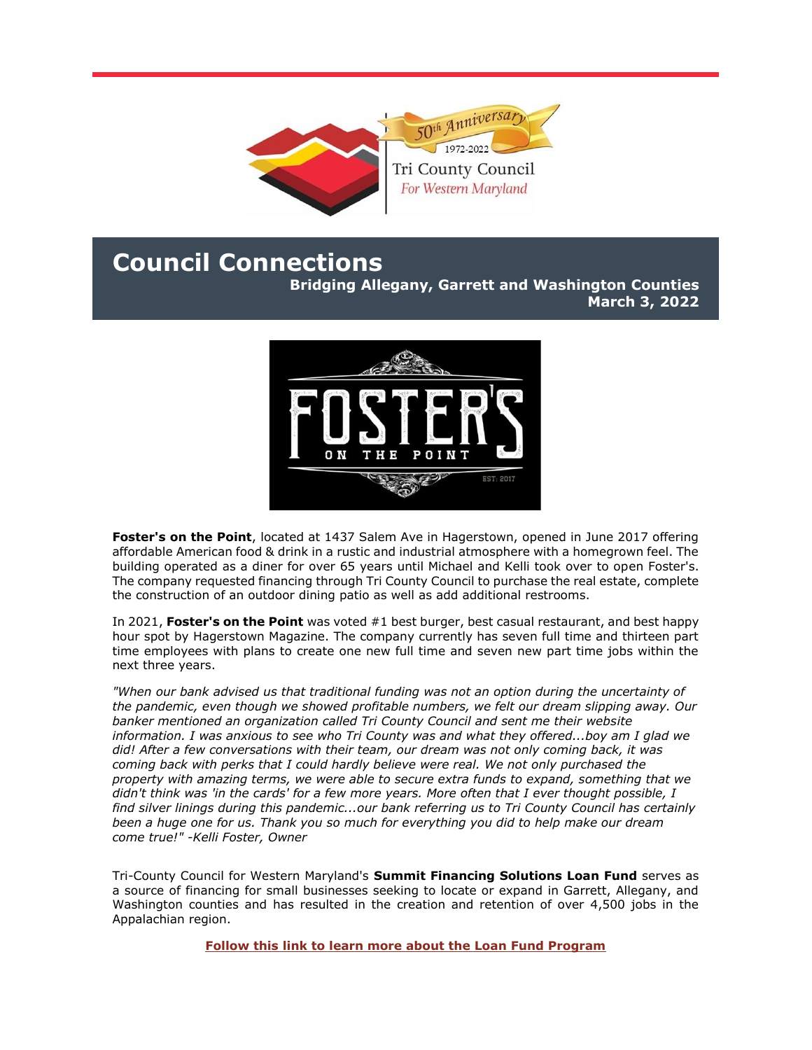# Council Connections

**Bridging Allegany, Garrett and Washington Counties**
**March 3, 2022**

**Foster's on the Point**, located at 1437 Salem Ave in Hagerstown, opened in June 2017 offering affordable American food & drink in a rustic and industrial atmosphere with a homegrown feel. The building operated as a diner for over 65 years until Michael and Kelli took over to open Foster's. The company requested financing through Tri County Council to purchase the real estate, complete the construction of an outdoor dining patio as well as add additional restrooms.

In 2021, **Foster's on the Point** was voted #1 best burger, best casual restaurant, and best happy hour spot by Hagerstown Magazine. The company currently has seven full time and thirteen part time employees with plans to create one new full time and seven new part time jobs within the next three years.

*"When our bank advised us that traditional funding was not an option during the uncertainty of the pandemic, even though we showed profitable numbers, we felt our dream slipping away. Our banker mentioned an organization called Tri County Council and sent me their website information. I was anxious to see who Tri County was and what they offered...boy am I glad we did! After a few conversations with their team, our dream was not only coming back, it was coming back with perks that I could hardly believe were real. We not only purchased the property with amazing terms, we were able to secure extra funds to expand, something that we didn't think was 'in the cards' for a few more years. More often that I ever thought possible, I find silver linings during this pandemic...our bank referring us to Tri County Council has certainly been a huge one for us. Thank you so much for everything you did to help make our dream come true!" -Kelli Foster, Owner*

Tri-County Council for Western Maryland's **Summit Financing Solutions Loan Fund** serves as a source of financing for small businesses seeking to locate or expand in Garrett, Allegany, and Washington counties and has resulted in the creation and retention of over 4,500 jobs in the Appalachian region.

**Follow this link to learn more about the Loan Fund Program**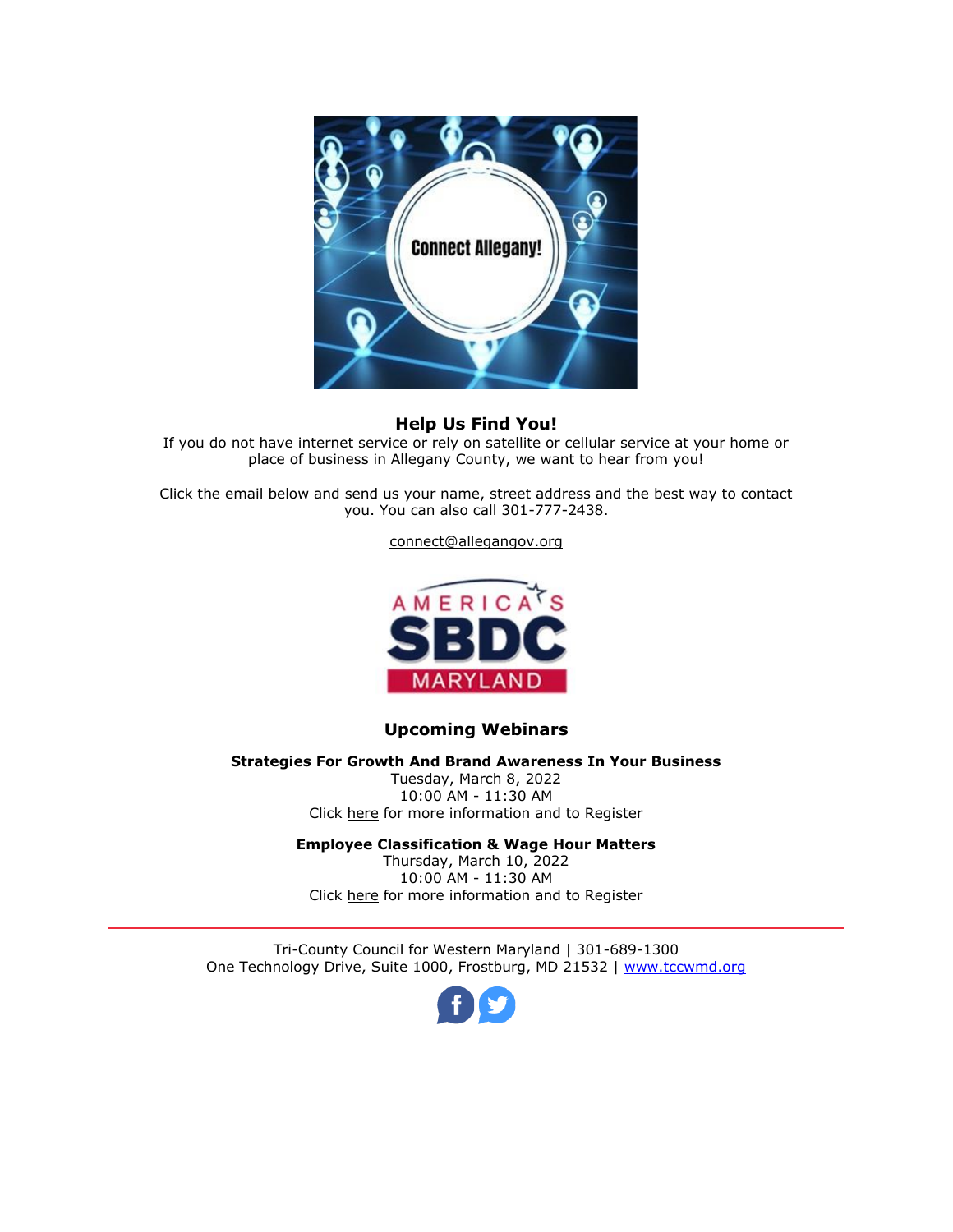## Help Us Find You!

If you do not have internet service or rely on satellite or cellular service at your home or place of business in Allegany County, we want to hear from you!

Click the email below and send us your name, street address and the best way to contact you. You can also call 301-777-2438.

connect@allegangov.org

## Upcoming Webinars

**Strategies For Growth And Brand Awareness In Your Business**
Tuesday, March 8, 2022
10:00 AM - 11:30 AM
Click here for more information and to Register

**Employee Classification & Wage Hour Matters**
Thursday, March 10, 2022
10:00 AM - 11:30 AM
Click here for more information and to Register

---

Tri-County Council for Western Maryland | 301-689-1300
One Technology Drive, Suite 1000, Frostburg, MD 21532 | www.tccwmd.org